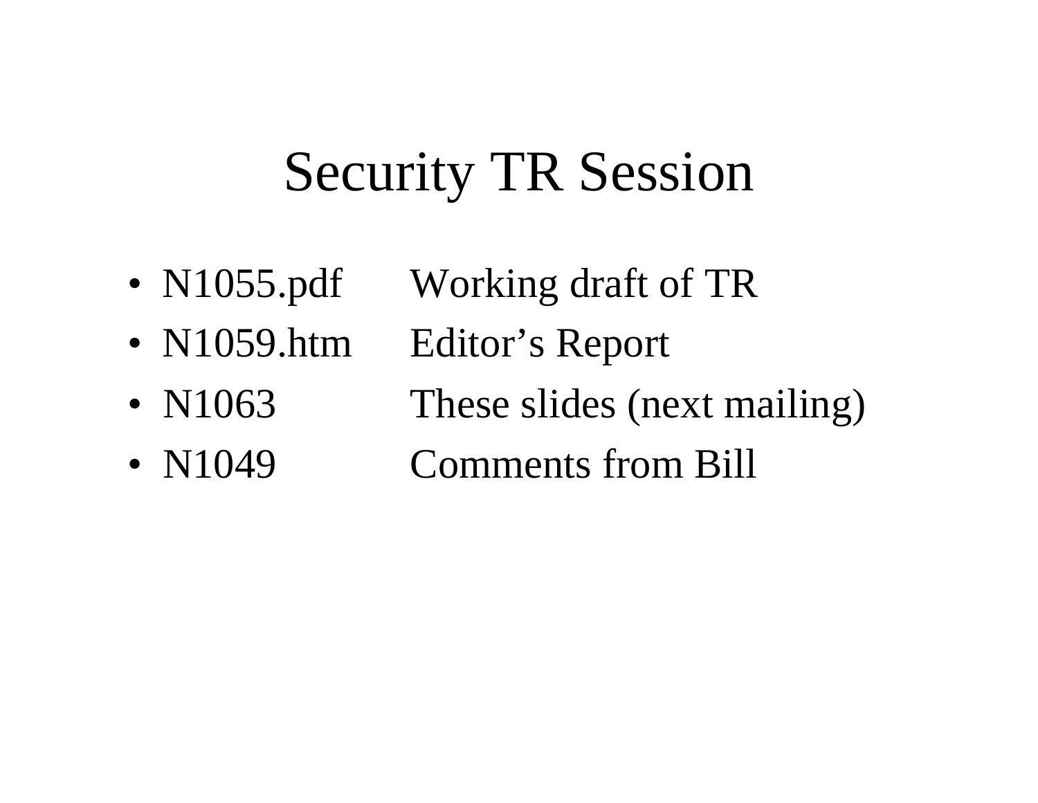# Security TR Session

- N1055.pdf  Working draft of TR
- N1059.htm  Editor's Report
- N1063  These slides (next mailing)
- N1049  Comments from Bill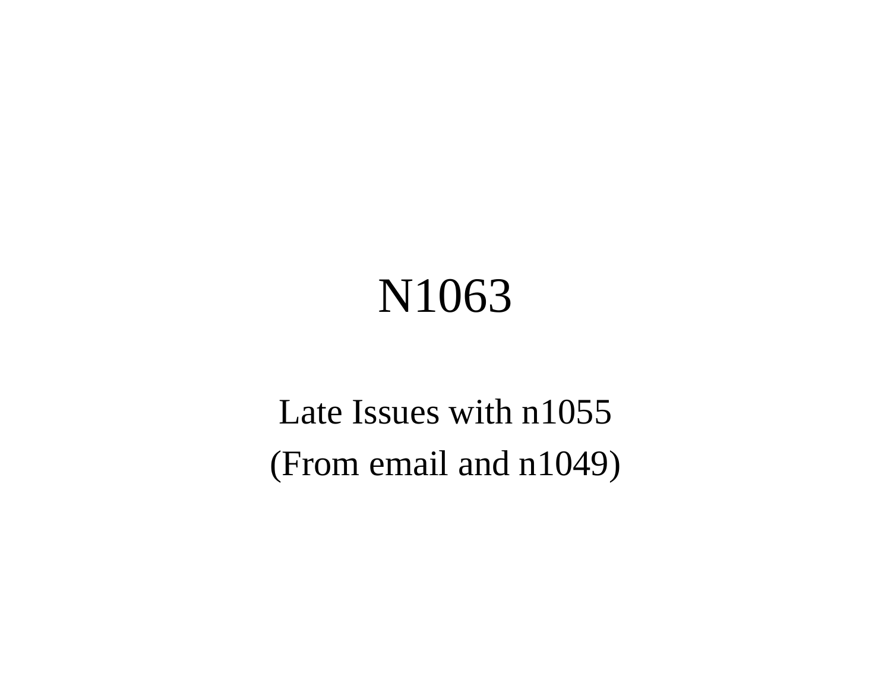# N1063

Late Issues with n1055

(From email and n1049)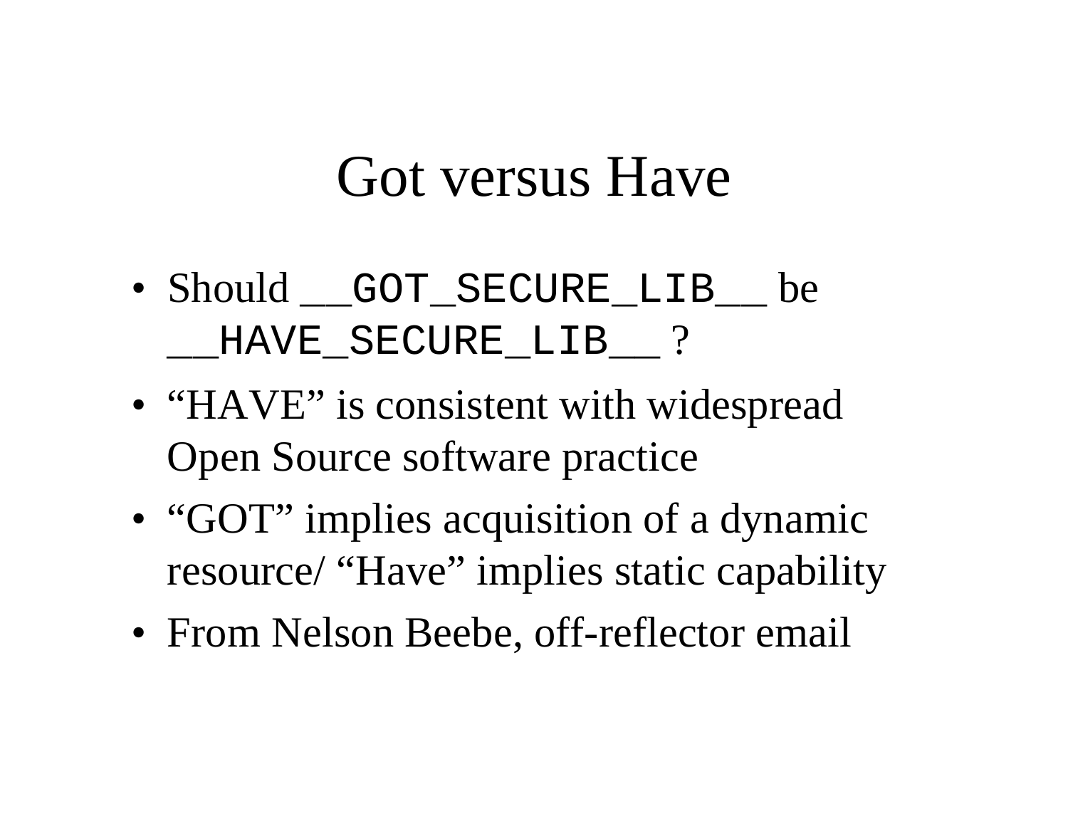# Got versus Have

- Should `__GOT_SECURE_LIB__` be `__HAVE_SECURE_LIB__` ?
- "HAVE" is consistent with widespread Open Source software practice
- "GOT" implies acquisition of a dynamic resource/ "Have" implies static capability
- From Nelson Beebe, off-reflector email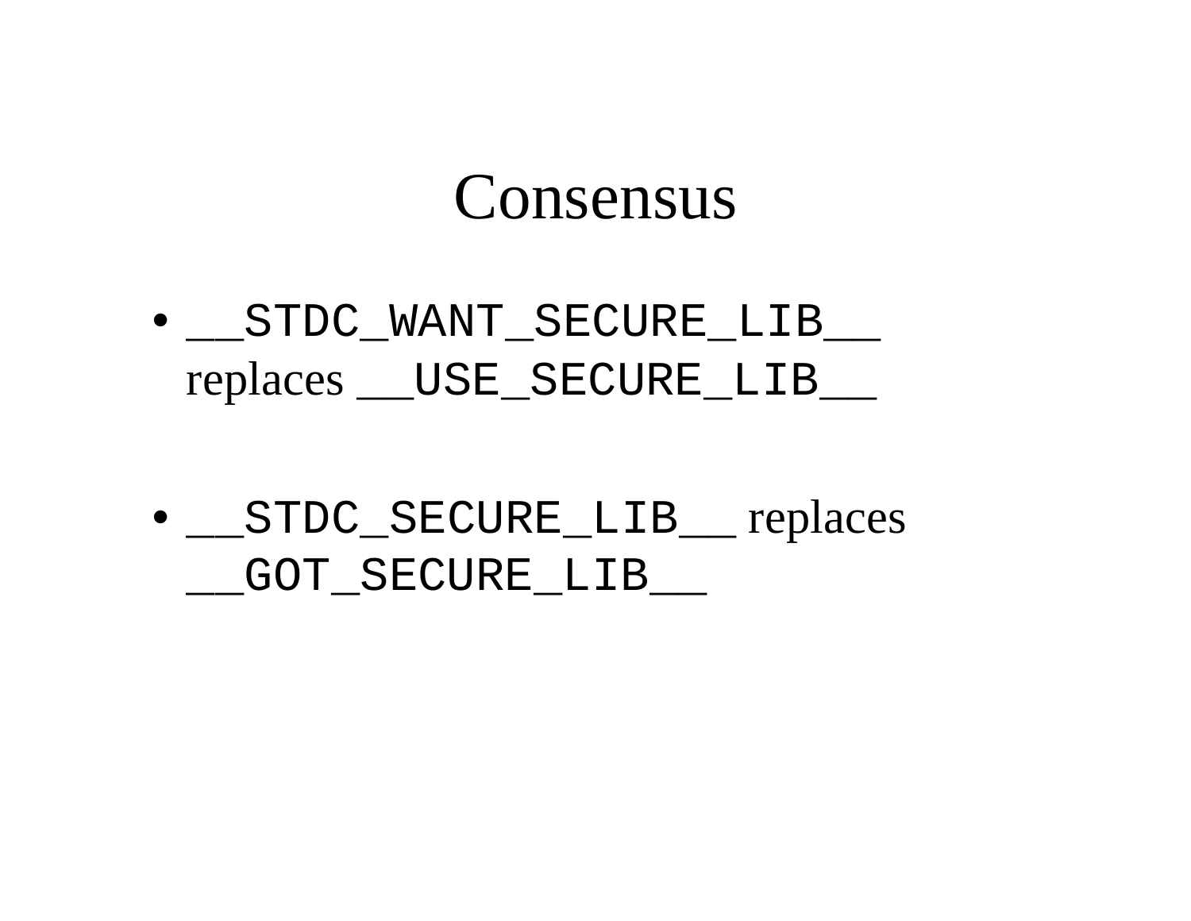# Consensus

- `__STDC_WANT_SECURE_LIB__` replaces `__USE_SECURE_LIB__`
- `__STDC_SECURE_LIB__` replaces `__GOT_SECURE_LIB__`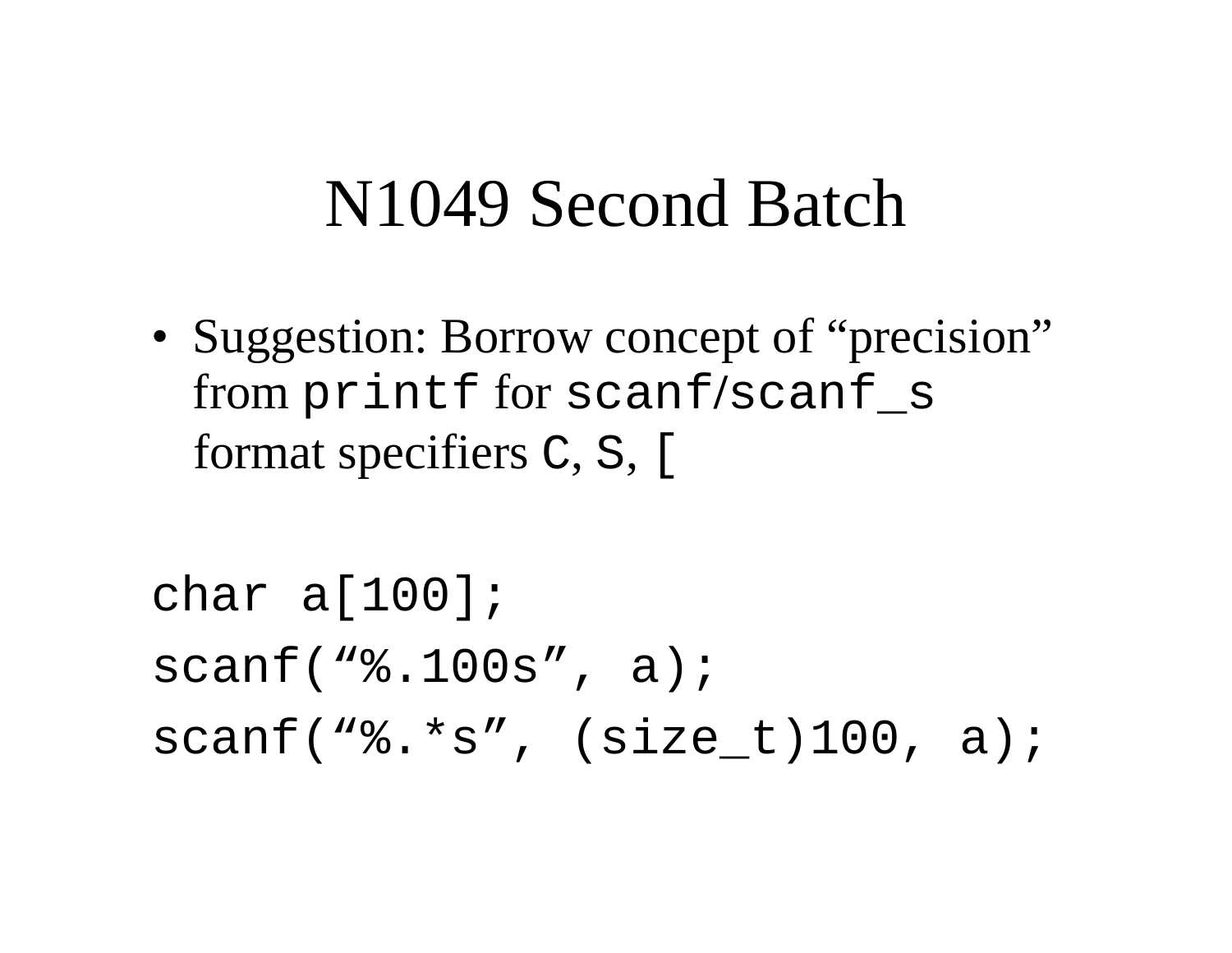# N1049 Second Batch

- Suggestion: Borrow concept of “precision” from `printf` for `scanf`/`scanf_s` format specifiers `c`, `s`, `[`

```
char a[100];
scanf(“%.100s”, a);
scanf(“%.*s”, (size_t)100, a);
```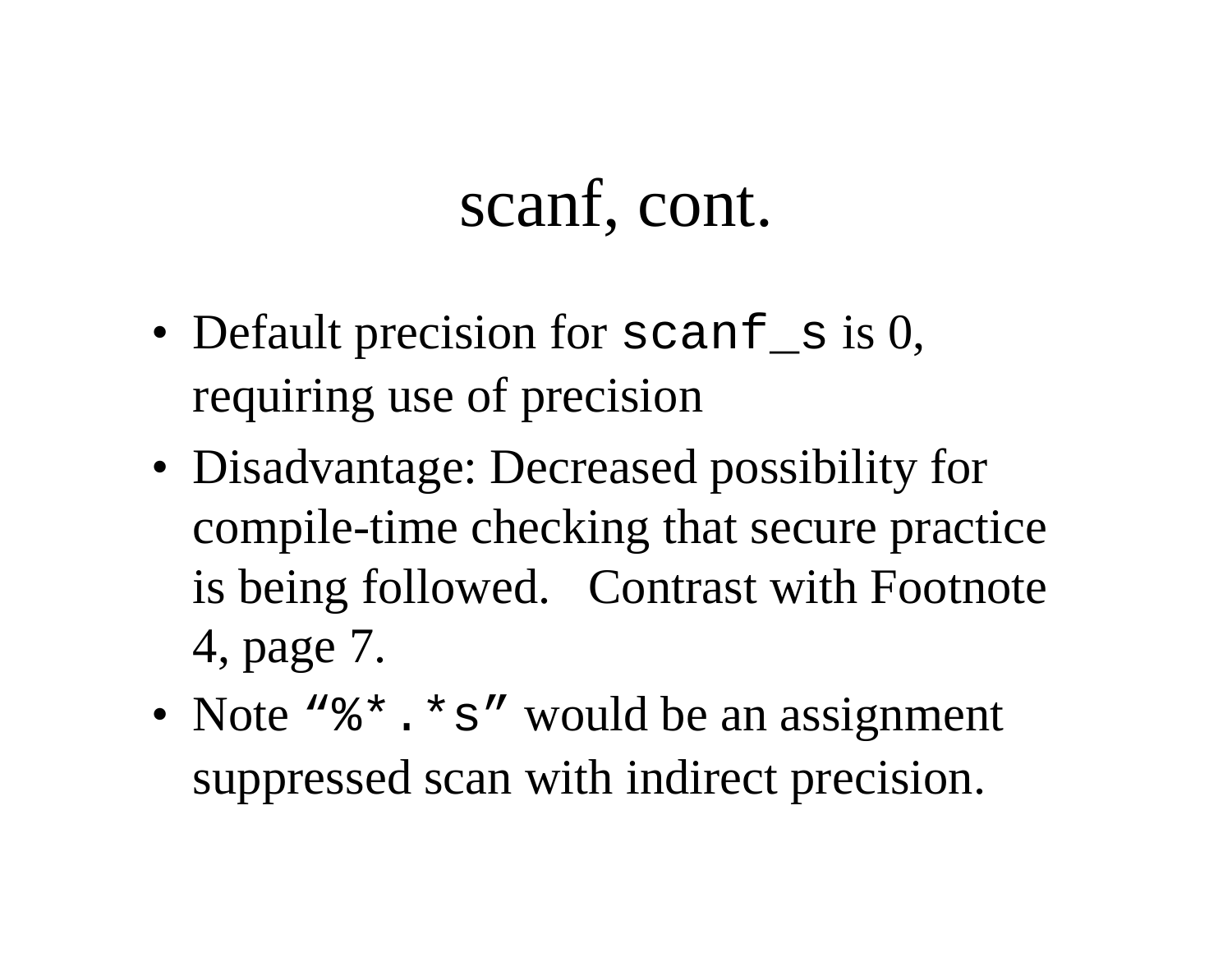# scanf, cont.

- Default precision for `scanf_s` is 0, requiring use of precision
- Disadvantage: Decreased possibility for compile-time checking that secure practice is being followed. Contrast with Footnote 4, page 7.
- Note `“%*.*s”` would be an assignment suppressed scan with indirect precision.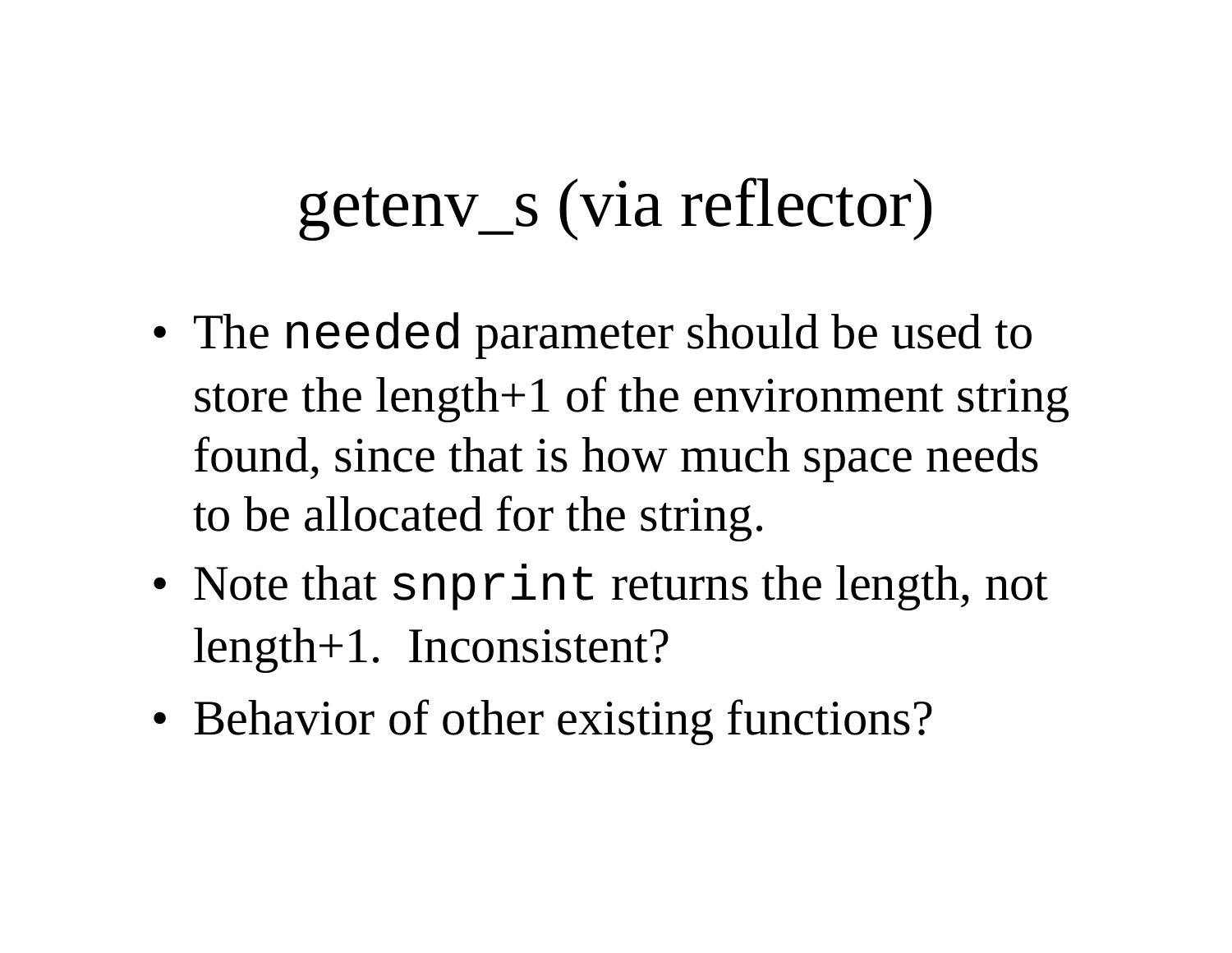# getenv_s (via reflector)

- The `needed` parameter should be used to store the length+1 of the environment string found, since that is how much space needs to be allocated for the string.
- Note that `snprint` returns the length, not length+1. Inconsistent?
- Behavior of other existing functions?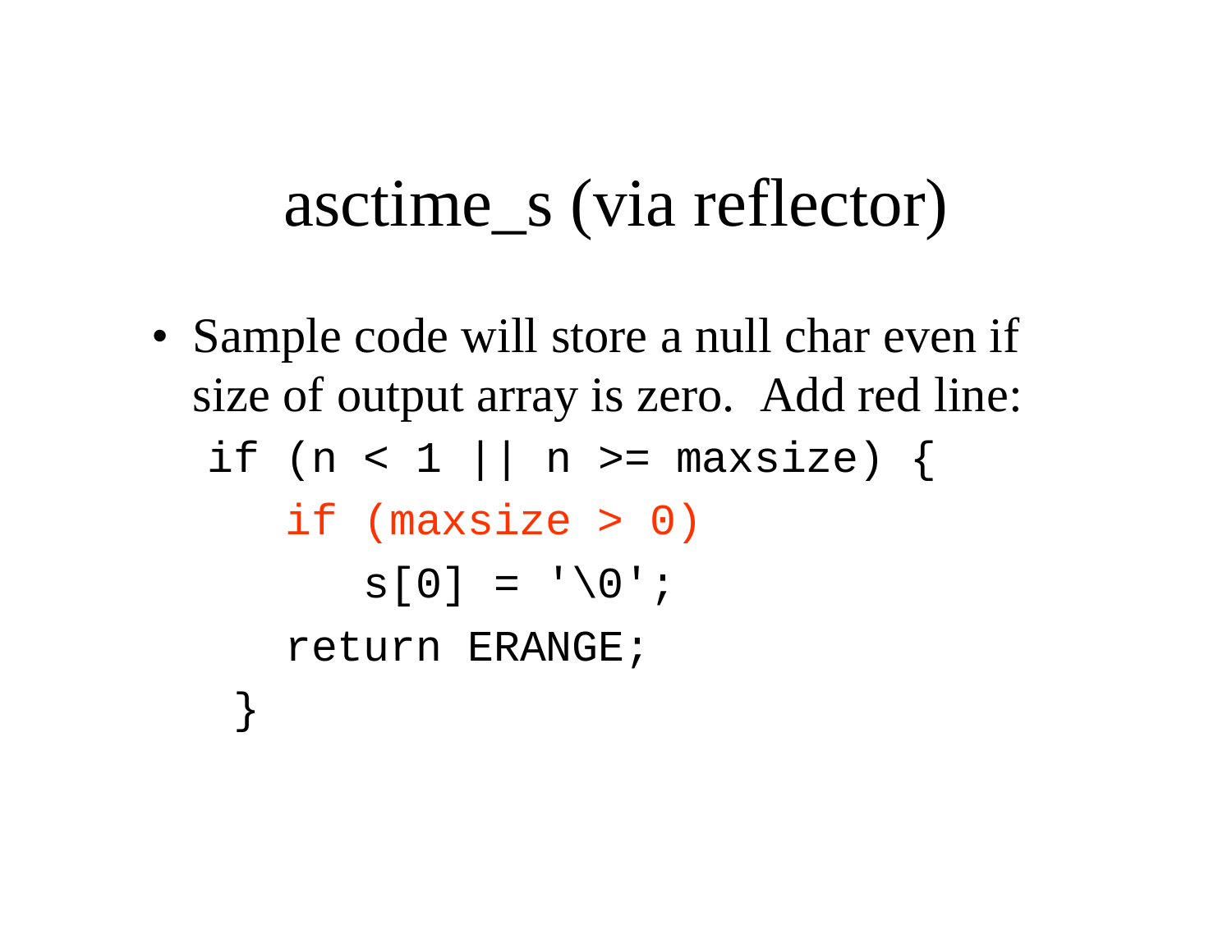# asctime_s (via reflector)

- Sample code will store a null char even if size of output array is zero. Add red line:

```
if (n < 1 || n >= maxsize) {
    if (maxsize > 0)
        s[0] = '\0';
    return ERANGE;
}
```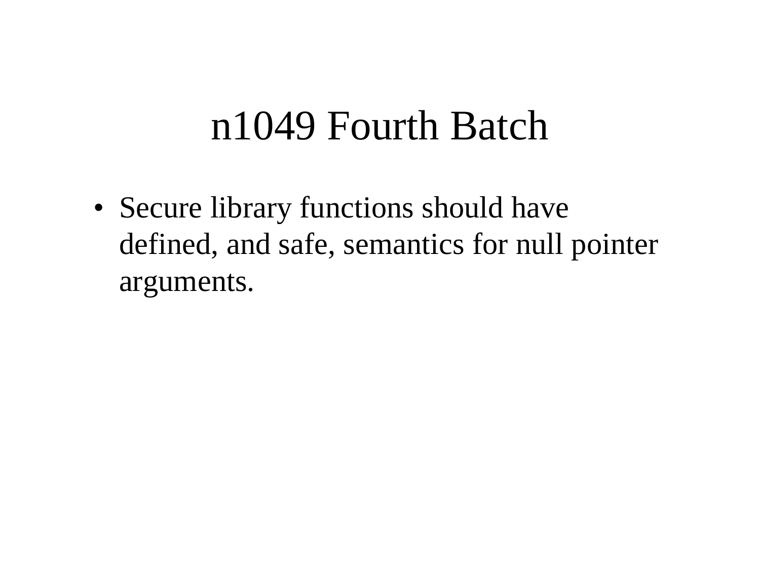# n1049 Fourth Batch

- Secure library functions should have defined, and safe, semantics for null pointer arguments.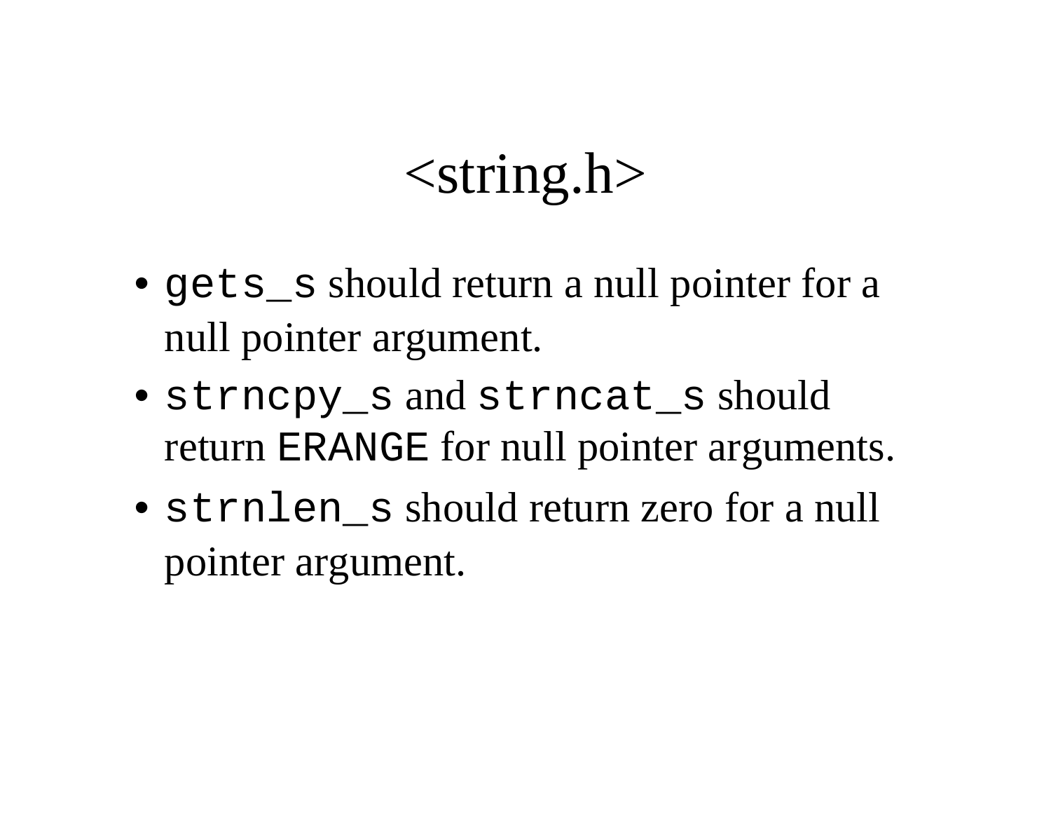# <string.h>

- `gets_s` should return a null pointer for a null pointer argument.
- `strncpy_s` and `strncat_s` should return `ERANGE` for null pointer arguments.
- `strnlen_s` should return zero for a null pointer argument.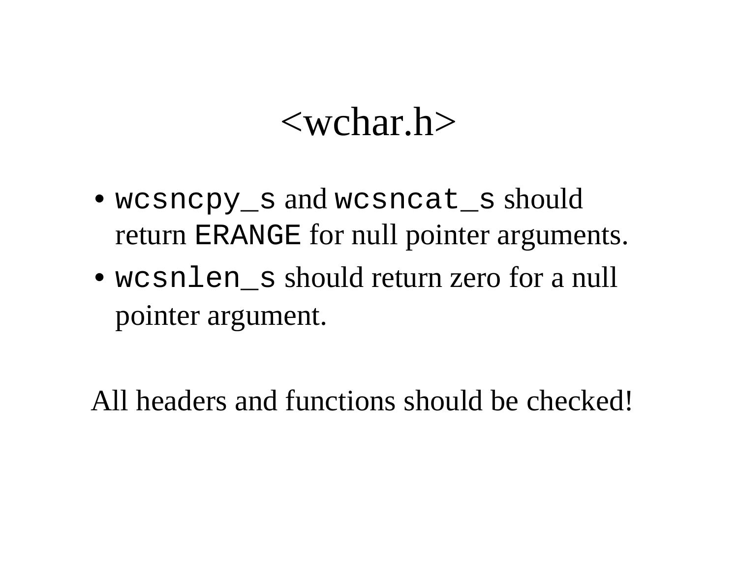# <wchar.h>

- `wcsncpy_s` and `wcsncat_s` should return `ERANGE` for null pointer arguments.
- `wcsnlen_s` should return zero for a null pointer argument.

All headers and functions should be checked!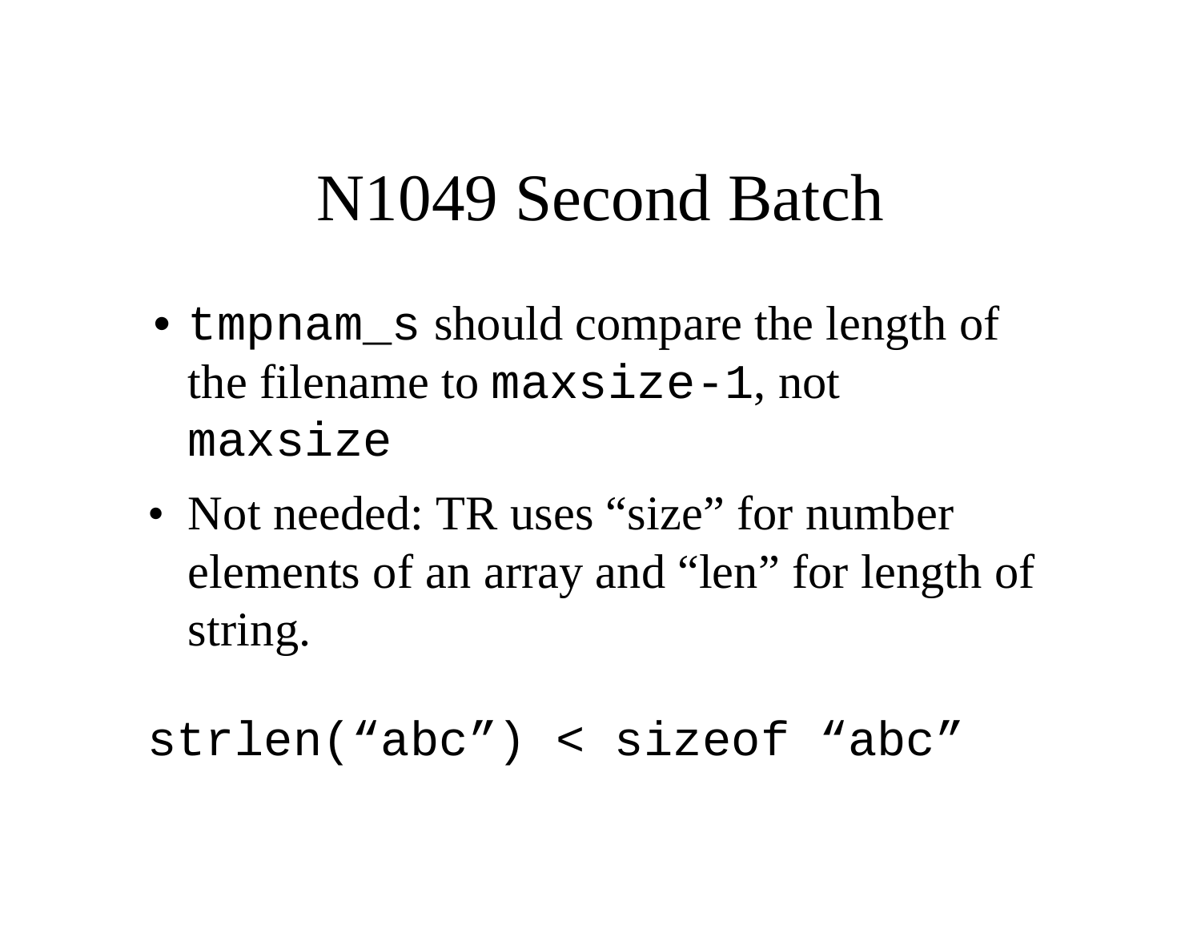# N1049 Second Batch

- `tmpnam_s` should compare the length of the filename to `maxsize-1`, not `maxsize`
- Not needed: TR uses "size" for number elements of an array and "len" for length of string.

```
strlen("abc") < sizeof "abc"
```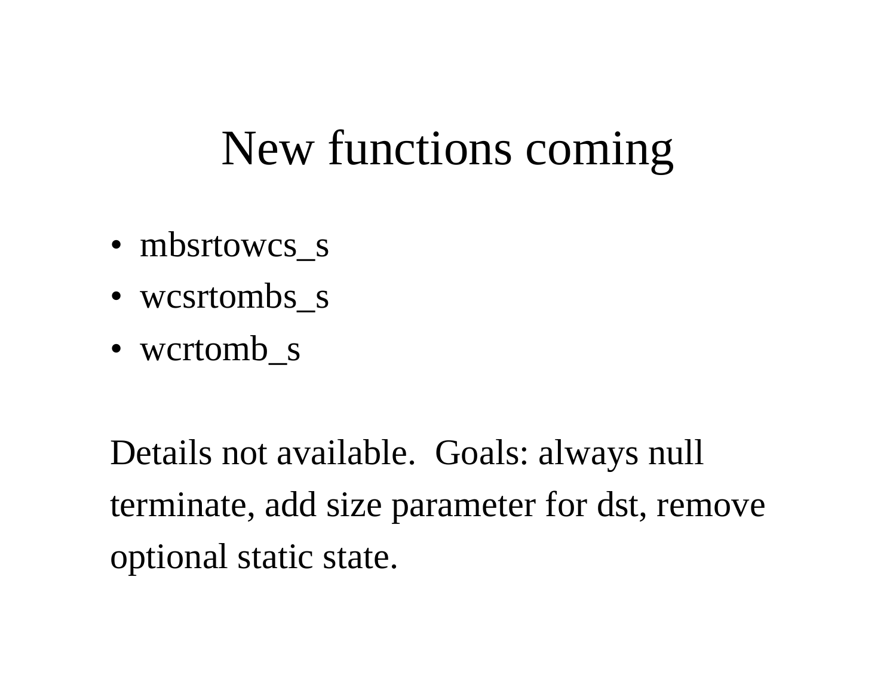# New functions coming

- mbsrtowcs_s
- wcsrtombs_s
- wcrtomb_s

Details not available. Goals: always null terminate, add size parameter for dst, remove optional static state.